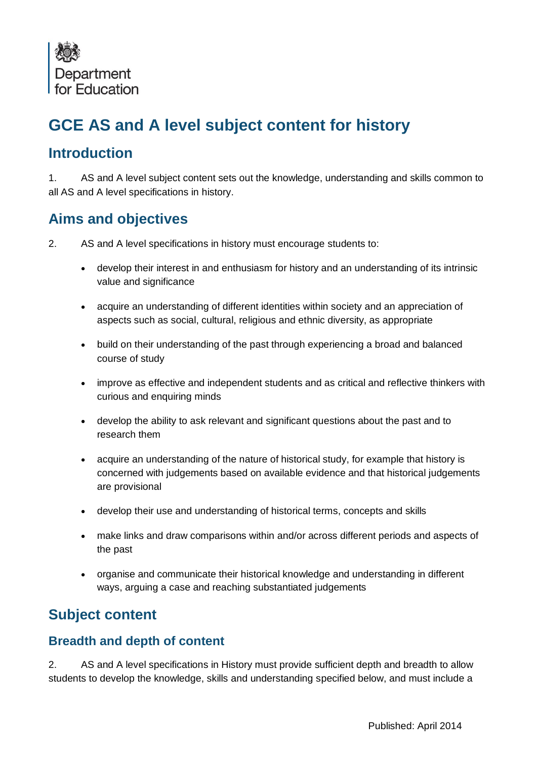Department for Education

# GCE AS and A level subject content for history

## Introduction

1. AS and A level subject content sets out the knowledge, understanding and skills common to all AS and A level specifications in history.

## Aims and objectives

2. AS and A level specifications in history must encourage students to:

- develop their interest in and enthusiasm for history and an understanding of its intrinsic value and significance
- acquire an understanding of different identities within society and an appreciation of aspects such as social, cultural, religious and ethnic diversity, as appropriate
- build on their understanding of the past through experiencing a broad and balanced course of study
- improve as effective and independent students and as critical and reflective thinkers with curious and enquiring minds
- develop the ability to ask relevant and significant questions about the past and to research them
- acquire an understanding of the nature of historical study, for example that history is concerned with judgements based on available evidence and that historical judgements are provisional
- develop their use and understanding of historical terms, concepts and skills
- make links and draw comparisons within and/or across different periods and aspects of the past
- organise and communicate their historical knowledge and understanding in different ways, arguing a case and reaching substantiated judgements

## Subject content

### Breadth and depth of content

2. AS and A level specifications in History must provide sufficient depth and breadth to allow students to develop the knowledge, skills and understanding specified below, and must include a

Published: April 2014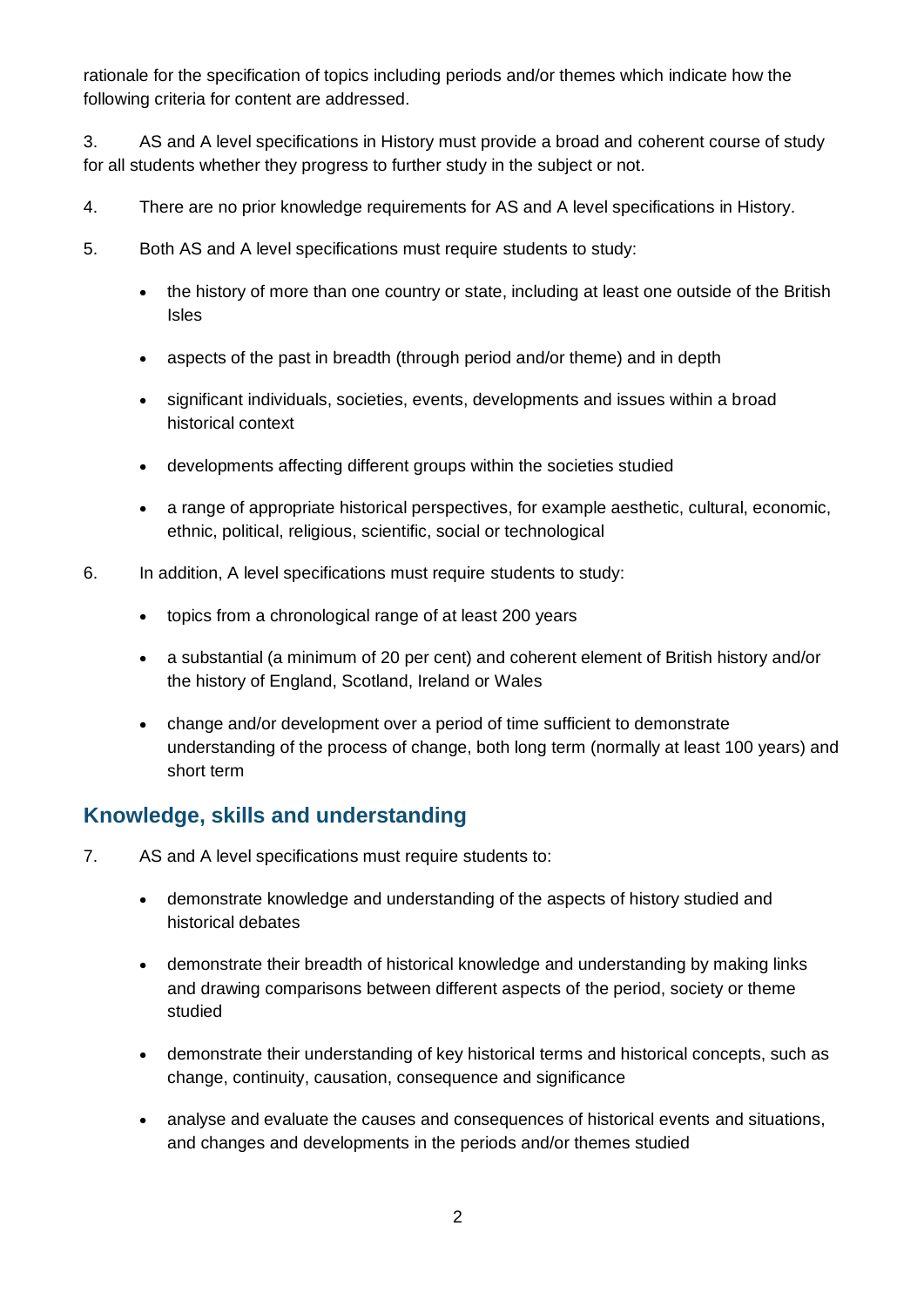rationale for the specification of topics including periods and/or themes which indicate how the following criteria for content are addressed.

3. AS and A level specifications in History must provide a broad and coherent course of study for all students whether they progress to further study in the subject or not.

4. There are no prior knowledge requirements for AS and A level specifications in History.

5. Both AS and A level specifications must require students to study:

- the history of more than one country or state, including at least one outside of the British Isles
- aspects of the past in breadth (through period and/or theme) and in depth
- significant individuals, societies, events, developments and issues within a broad historical context
- developments affecting different groups within the societies studied
- a range of appropriate historical perspectives, for example aesthetic, cultural, economic, ethnic, political, religious, scientific, social or technological

6. In addition, A level specifications must require students to study:

- topics from a chronological range of at least 200 years
- a substantial (a minimum of 20 per cent) and coherent element of British history and/or the history of England, Scotland, Ireland or Wales
- change and/or development over a period of time sufficient to demonstrate understanding of the process of change, both long term (normally at least 100 years) and short term

## Knowledge, skills and understanding

7. AS and A level specifications must require students to:

- demonstrate knowledge and understanding of the aspects of history studied and historical debates
- demonstrate their breadth of historical knowledge and understanding by making links and drawing comparisons between different aspects of the period, society or theme studied
- demonstrate their understanding of key historical terms and historical concepts, such as change, continuity, causation, consequence and significance
- analyse and evaluate the causes and consequences of historical events and situations, and changes and developments in the periods and/or themes studied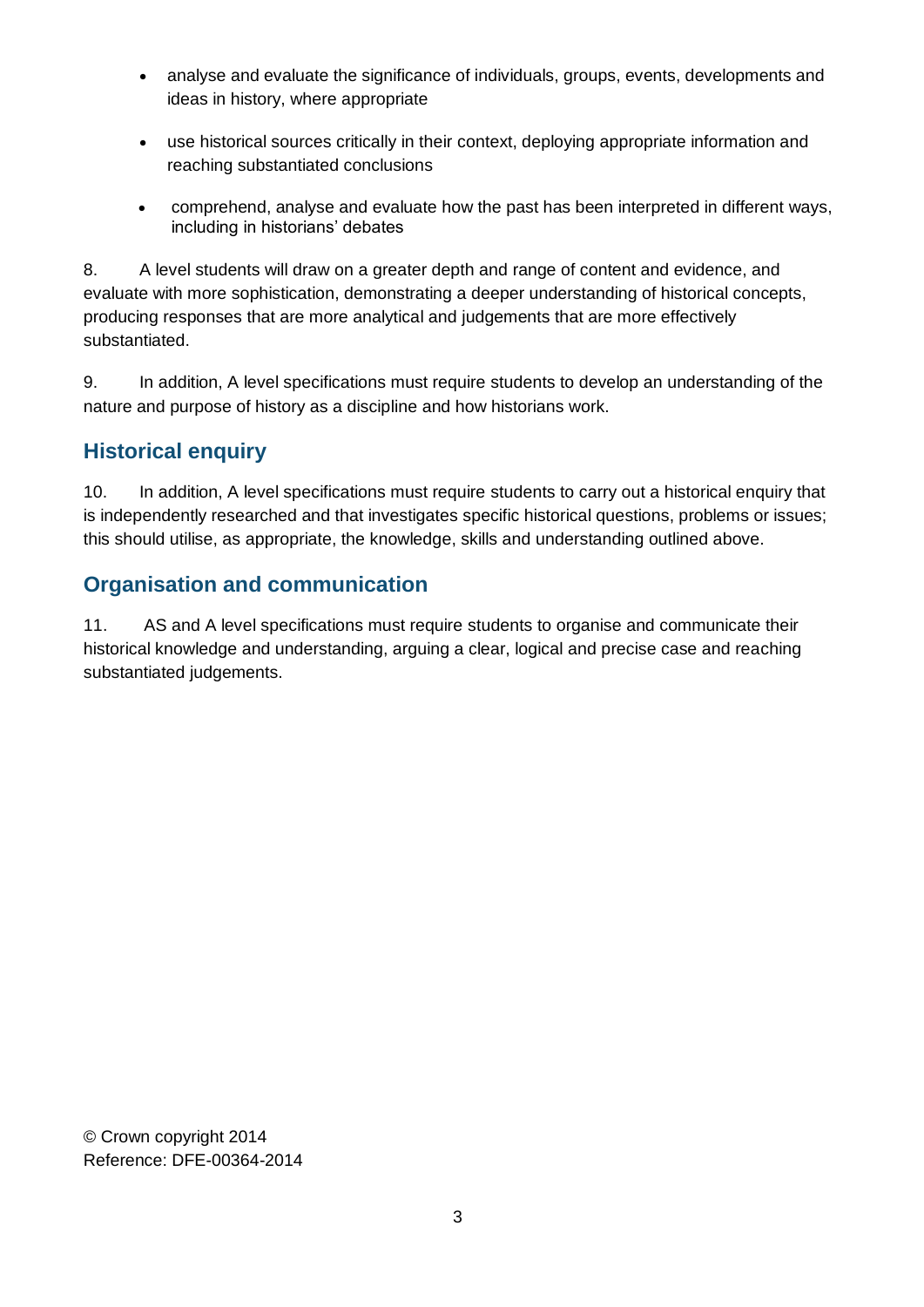- analyse and evaluate the significance of individuals, groups, events, developments and ideas in history, where appropriate
- use historical sources critically in their context, deploying appropriate information and reaching substantiated conclusions
- comprehend, analyse and evaluate how the past has been interpreted in different ways, including in historians' debates

8. A level students will draw on a greater depth and range of content and evidence, and evaluate with more sophistication, demonstrating a deeper understanding of historical concepts, producing responses that are more analytical and judgements that are more effectively substantiated.

9. In addition, A level specifications must require students to develop an understanding of the nature and purpose of history as a discipline and how historians work.

## Historical enquiry

10. In addition, A level specifications must require students to carry out a historical enquiry that is independently researched and that investigates specific historical questions, problems or issues; this should utilise, as appropriate, the knowledge, skills and understanding outlined above.

## Organisation and communication

11. AS and A level specifications must require students to organise and communicate their historical knowledge and understanding, arguing a clear, logical and precise case and reaching substantiated judgements.

© Crown copyright 2014
Reference: DFE-00364-2014